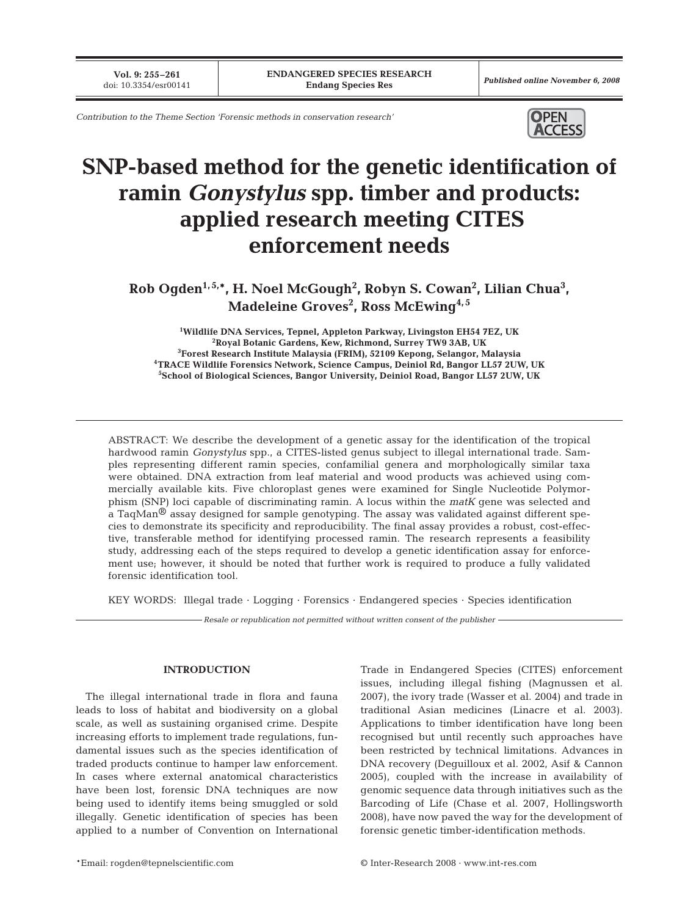Contribution to the Theme Section 'Forensic methods in conservation research'

# SNP-based method for the genetic identification of ramin *Gonystylus* spp. timber and products: applied research meeting CITES enforcement needs

**Rob Ogden[1,5,*], H. Noel McGough[2], Robyn S. Cowan[2], Lilian Chua[3], Madeleine Groves[2], Ross McEwing[4,5]**

[1]Wildlife DNA Services, Tepnel, Appleton Parkway, Livingston EH54 7EZ, UK
[2]Royal Botanic Gardens, Kew, Richmond, Surrey TW9 3AB, UK
[3]Forest Research Institute Malaysia (FRIM), 52109 Kepong, Selangor, Malaysia
[4]TRACE Wildlife Forensics Network, Science Campus, Deiniol Rd, Bangor LL57 2UW, UK
[5]School of Biological Sciences, Bangor University, Deiniol Road, Bangor LL57 2UW, UK

ABSTRACT: We describe the development of a genetic assay for the identification of the tropical hardwood ramin *Gonystylus* spp., a CITES-listed genus subject to illegal international trade. Samples representing different ramin species, confamilial genera and morphologically similar taxa were obtained. DNA extraction from leaf material and wood products was achieved using commercially available kits. Five chloroplast genes were examined for Single Nucleotide Polymorphism (SNP) loci capable of discriminating ramin. A locus within the *matK* gene was selected and a TaqMan® assay designed for sample genotyping. The assay was validated against different species to demonstrate its specificity and reproducibility. The final assay provides a robust, cost-effective, transferable method for identifying processed ramin. The research represents a feasibility study, addressing each of the steps required to develop a genetic identification assay for enforcement use; however, it should be noted that further work is required to produce a fully validated forensic identification tool.

KEY WORDS: Illegal trade · Logging · Forensics · Endangered species · Species identification

*Resale or republication not permitted without written consent of the publisher*

## INTRODUCTION

The illegal international trade in flora and fauna leads to loss of habitat and biodiversity on a global scale, as well as sustaining organised crime. Despite increasing efforts to implement trade regulations, fundamental issues such as the species identification of traded products continue to hamper law enforcement. In cases where external anatomical characteristics have been lost, forensic DNA techniques are now being used to identify items being smuggled or sold illegally. Genetic identification of species has been applied to a number of Convention on International Trade in Endangered Species (CITES) enforcement issues, including illegal fishing (Magnussen et al. 2007), the ivory trade (Wasser et al. 2004) and trade in traditional Asian medicines (Linacre et al. 2003). Applications to timber identification have long been recognised but until recently such approaches have been restricted by technical limitations. Advances in DNA recovery (Deguilloux et al. 2002, Asif & Cannon 2005), coupled with the increase in availability of genomic sequence data through initiatives such as the Barcoding of Life (Chase et al. 2007, Hollingsworth 2008), have now paved the way for the development of forensic genetic timber-identification methods.

*Email: rogden@tepnelscientific.com

© Inter-Research 2008 · www.int-res.com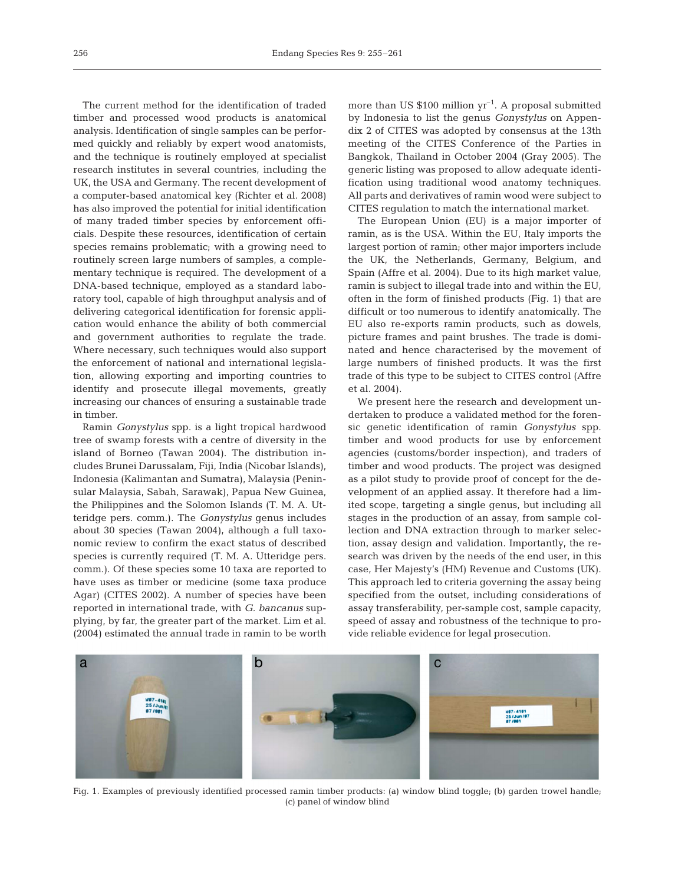The current method for the identification of traded timber and processed wood products is anatomical analysis. Identification of single samples can be performed quickly and reliably by expert wood anatomists, and the technique is routinely employed at specialist research institutes in several countries, including the UK, the USA and Germany. The recent development of a computer-based anatomical key (Richter et al. 2008) has also improved the potential for initial identification of many traded timber species by enforcement officials. Despite these resources, identification of certain species remains problematic; with a growing need to routinely screen large numbers of samples, a complementary technique is required. The development of a DNA-based technique, employed as a standard laboratory tool, capable of high throughput analysis and of delivering categorical identification for forensic application would enhance the ability of both commercial and government authorities to regulate the trade. Where necessary, such techniques would also support the enforcement of national and international legislation, allowing exporting and importing countries to identify and prosecute illegal movements, greatly increasing our chances of ensuring a sustainable trade in timber.

Ramin *Gonystylus* spp. is a light tropical hardwood tree of swamp forests with a centre of diversity in the island of Borneo (Tawan 2004). The distribution includes Brunei Darussalam, Fiji, India (Nicobar Islands), Indonesia (Kalimantan and Sumatra), Malaysia (Peninsular Malaysia, Sabah, Sarawak), Papua New Guinea, the Philippines and the Solomon Islands (T. M. A. Utteridge pers. comm.). The *Gonystylus* genus includes about 30 species (Tawan 2004), although a full taxonomic review to confirm the exact status of described species is currently required (T. M. A. Utteridge pers. comm.). Of these species some 10 taxa are reported to have uses as timber or medicine (some taxa produce Agar) (CITES 2002). A number of species have been reported in international trade, with *G. bancanus* supplying, by far, the greater part of the market. Lim et al. (2004) estimated the annual trade in ramin to be worth more than US \$100 million $yr^{-1}$. A proposal submitted by Indonesia to list the genus *Gonystylus* on Appendix 2 of CITES was adopted by consensus at the 13th meeting of the CITES Conference of the Parties in Bangkok, Thailand in October 2004 (Gray 2005). The generic listing was proposed to allow adequate identification using traditional wood anatomy techniques. All parts and derivatives of ramin wood were subject to CITES regulation to match the international market.

The European Union (EU) is a major importer of ramin, as is the USA. Within the EU, Italy imports the largest portion of ramin; other major importers include the UK, the Netherlands, Germany, Belgium, and Spain (Affre et al. 2004). Due to its high market value, ramin is subject to illegal trade into and within the EU, often in the form of finished products (Fig. 1) that are difficult or too numerous to identify anatomically. The EU also re-exports ramin products, such as dowels, picture frames and paint brushes. The trade is dominated and hence characterised by the movement of large numbers of finished products. It was the first trade of this type to be subject to CITES control (Affre et al. 2004).

We present here the research and development undertaken to produce a validated method for the forensic genetic identification of ramin *Gonystylus* spp. timber and wood products for use by enforcement agencies (customs/border inspection), and traders of timber and wood products. The project was designed as a pilot study to provide proof of concept for the development of an applied assay. It therefore had a limited scope, targeting a single genus, but including all stages in the production of an assay, from sample collection and DNA extraction through to marker selection, assay design and validation. Importantly, the research was driven by the needs of the end user, in this case, Her Majesty's (HM) Revenue and Customs (UK). This approach led to criteria governing the assay being specified from the outset, including considerations of assay transferability, per-sample cost, sample capacity, speed of assay and robustness of the technique to provide reliable evidence for legal prosecution.

Fig. 1. Examples of previously identified processed ramin timber products: (a) window blind toggle; (b) garden trowel handle; (c) panel of window blind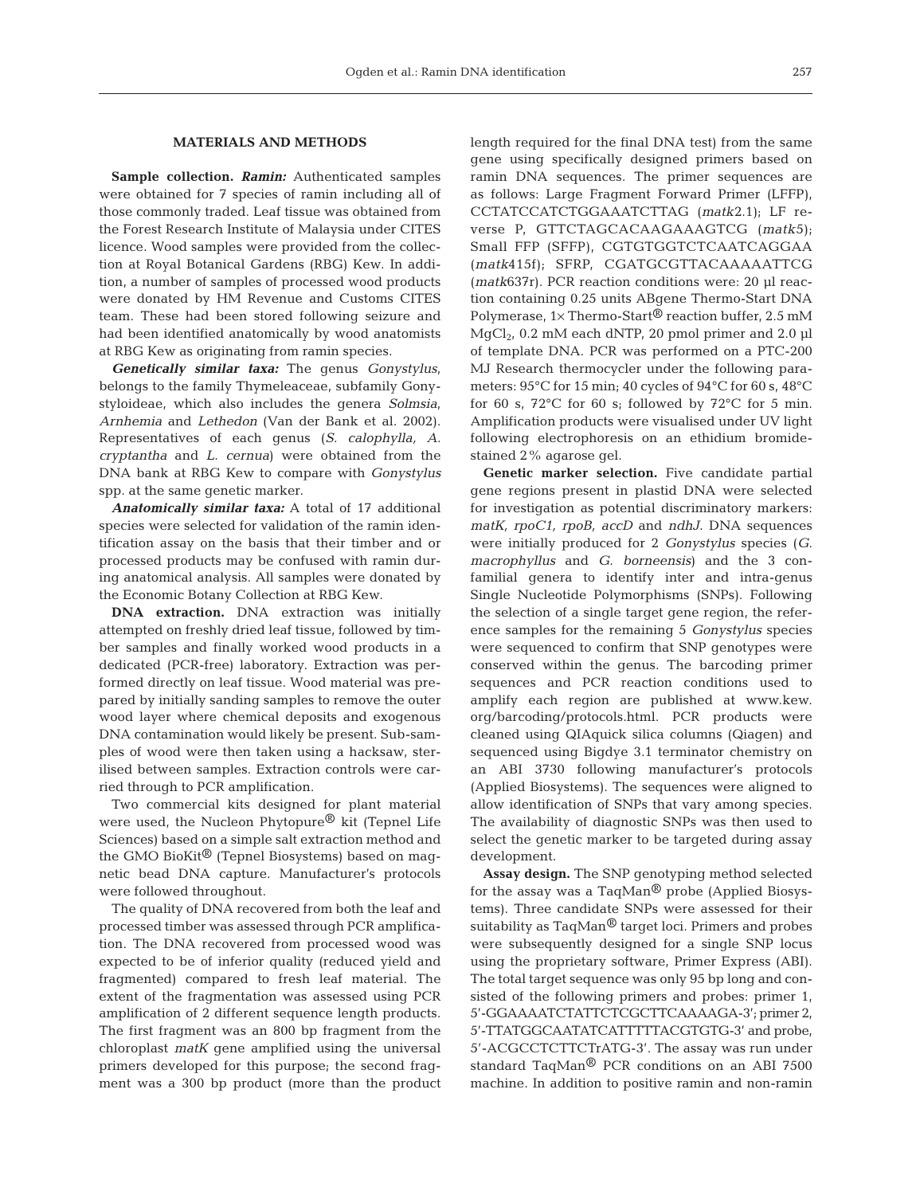## MATERIALS AND METHODS

**Sample collection.** ***Ramin:*** Authenticated samples were obtained for 7 species of ramin including all of those commonly traded. Leaf tissue was obtained from the Forest Research Institute of Malaysia under CITES licence. Wood samples were provided from the collection at Royal Botanical Gardens (RBG) Kew. In addition, a number of samples of processed wood products were donated by HM Revenue and Customs CITES team. These had been stored following seizure and had been identified anatomically by wood anatomists at RBG Kew as originating from ramin species.

***Genetically similar taxa:*** The genus *Gonystylus*, belongs to the family Thymeleaceae, subfamily Gonystyloideae, which also includes the genera *Solmsia*, *Arnhemia* and *Lethedon* (Van der Bank et al. 2002). Representatives of each genus (*S. calophylla, A. cryptantha* and *L. cernua*) were obtained from the DNA bank at RBG Kew to compare with *Gonystylus* spp. at the same genetic marker.

***Anatomically similar taxa:*** A total of 17 additional species were selected for validation of the ramin identification assay on the basis that their timber and or processed products may be confused with ramin during anatomical analysis. All samples were donated by the Economic Botany Collection at RBG Kew.

**DNA extraction.** DNA extraction was initially attempted on freshly dried leaf tissue, followed by timber samples and finally worked wood products in a dedicated (PCR-free) laboratory. Extraction was performed directly on leaf tissue. Wood material was prepared by initially sanding samples to remove the outer wood layer where chemical deposits and exogenous DNA contamination would likely be present. Sub-samples of wood were then taken using a hacksaw, sterilised between samples. Extraction controls were carried through to PCR amplification.

Two commercial kits designed for plant material were used, the Nucleon Phytopure® kit (Tepnel Life Sciences) based on a simple salt extraction method and the GMO BioKit® (Tepnel Biosystems) based on magnetic bead DNA capture. Manufacturer's protocols were followed throughout.

The quality of DNA recovered from both the leaf and processed timber was assessed through PCR amplification. The DNA recovered from processed wood was expected to be of inferior quality (reduced yield and fragmented) compared to fresh leaf material. The extent of the fragmentation was assessed using PCR amplification of 2 different sequence length products. The first fragment was an 800 bp fragment from the chloroplast *matK* gene amplified using the universal primers developed for this purpose; the second fragment was a 300 bp product (more than the product length required for the final DNA test) from the same gene using specifically designed primers based on ramin DNA sequences. The primer sequences are as follows: Large Fragment Forward Primer (LFFP), CCTATCCATCTGGAAATCTTAG (*matk*2.1); LF reverse P, GTTCTAGCACAAGAAAGTCG (*matk*5); Small FFP (SFFP), CGTGTGGTCTCAATCAGGAA (*matk*415f); SFRP, CGATGCGTTACAAAAATTCG (*matk*637r). PCR reaction conditions were: 20 µl reaction containing 0.25 units ABgene Thermo-Start DNA Polymerase, 1× Thermo-Start® reaction buffer, 2.5 mM $MgCl_2$, 0.2 mM each dNTP, 20 pmol primer and 2.0 µl of template DNA. PCR was performed on a PTC-200 MJ Research thermocycler under the following parameters: 95°C for 15 min; 40 cycles of 94°C for 60 s, 48°C for 60 s, 72°C for 60 s; followed by 72°C for 5 min. Amplification products were visualised under UV light following electrophoresis on an ethidium bromide-stained 2% agarose gel.

**Genetic marker selection.** Five candidate partial gene regions present in plastid DNA were selected for investigation as potential discriminatory markers: *matK*, *rpoC1*, *rpoB*, *accD* and *ndhJ*. DNA sequences were initially produced for 2 *Gonystylus* species (*G. macrophyllus* and *G. borneensis*) and the 3 confamilial genera to identify inter and intra-genus Single Nucleotide Polymorphisms (SNPs). Following the selection of a single target gene region, the reference samples for the remaining 5 *Gonystylus* species were sequenced to confirm that SNP genotypes were conserved within the genus. The barcoding primer sequences and PCR reaction conditions used to amplify each region are published at www.kew.org/barcoding/protocols.html. PCR products were cleaned using QIAquick silica columns (Qiagen) and sequenced using Bigdye 3.1 terminator chemistry on an ABI 3730 following manufacturer's protocols (Applied Biosystems). The sequences were aligned to allow identification of SNPs that vary among species. The availability of diagnostic SNPs was then used to select the genetic marker to be targeted during assay development.

**Assay design.** The SNP genotyping method selected for the assay was a TaqMan® probe (Applied Biosystems). Three candidate SNPs were assessed for their suitability as TaqMan® target loci. Primers and probes were subsequently designed for a single SNP locus using the proprietary software, Primer Express (ABI). The total target sequence was only 95 bp long and consisted of the following primers and probes: primer 1, 5'-GGAAAATCTATTCTCGCTTCAAAAGA-3'; primer 2, 5'-TTATGGCAATATCATTTTTACGTGTG-3' and probe, 5'-ACGCCTCTTCTrATG-3'. The assay was run under standard TaqMan® PCR conditions on an ABI 7500 machine. In addition to positive ramin and non-ramin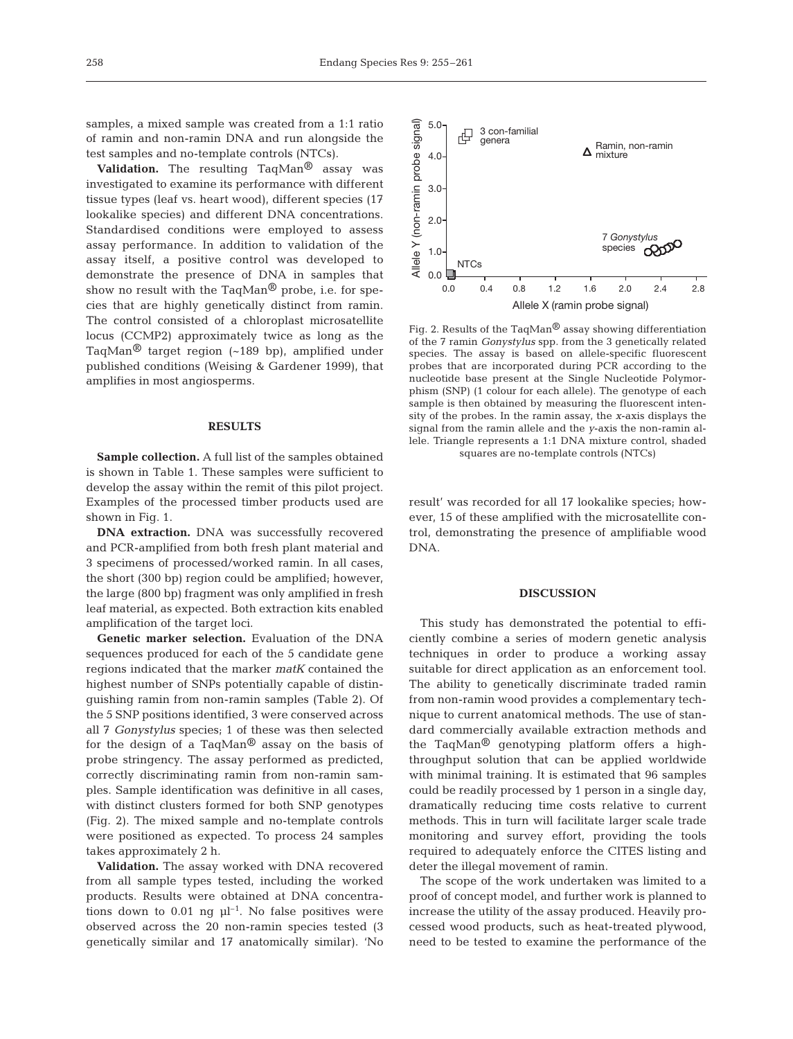samples, a mixed sample was created from a 1:1 ratio of ramin and non-ramin DNA and run alongside the test samples and no-template controls (NTCs).

**Validation.** The resulting TaqMan® assay was investigated to examine its performance with different tissue types (leaf vs. heart wood), different species (17 lookalike species) and different DNA concentrations. Standardised conditions were employed to assess assay performance. In addition to validation of the assay itself, a positive control was developed to demonstrate the presence of DNA in samples that show no result with the TaqMan® probe, i.e. for species that are highly genetically distinct from ramin. The control consisted of a chloroplast microsatellite locus (CCMP2) approximately twice as long as the TaqMan® target region (~189 bp), amplified under published conditions (Weising & Gardener 1999), that amplifies in most angiosperms.

## RESULTS

**Sample collection.** A full list of the samples obtained is shown in Table 1. These samples were sufficient to develop the assay within the remit of this pilot project. Examples of the processed timber products used are shown in Fig. 1.

**DNA extraction.** DNA was successfully recovered and PCR-amplified from both fresh plant material and 3 specimens of processed/worked ramin. In all cases, the short (300 bp) region could be amplified; however, the large (800 bp) fragment was only amplified in fresh leaf material, as expected. Both extraction kits enabled amplification of the target loci.

**Genetic marker selection.** Evaluation of the DNA sequences produced for each of the 5 candidate gene regions indicated that the marker *matK* contained the highest number of SNPs potentially capable of distinguishing ramin from non-ramin samples (Table 2). Of the 5 SNP positions identified, 3 were conserved across all 7 *Gonystylus* species; 1 of these was then selected for the design of a TaqMan® assay on the basis of probe stringency. The assay performed as predicted, correctly discriminating ramin from non-ramin samples. Sample identification was definitive in all cases, with distinct clusters formed for both SNP genotypes (Fig. 2). The mixed sample and no-template controls were positioned as expected. To process 24 samples takes approximately 2 h.

**Validation.** The assay worked with DNA recovered from all sample types tested, including the worked products. Results were obtained at DNA concentrations down to 0.01 ng $\mu l^{-1}$. No false positives were observed across the 20 non-ramin species tested (3 genetically similar and 17 anatomically similar). 'No result' was recorded for all 17 lookalike species; however, 15 of these amplified with the microsatellite control, demonstrating the presence of amplifiable wood DNA.

Fig. 2. Results of the TaqMan® assay showing differentiation of the 7 ramin *Gonystylus* spp. from the 3 genetically related species. The assay is based on allele-specific fluorescent probes that are incorporated during PCR according to the nucleotide base present at the Single Nucleotide Polymorphism (SNP) (1 colour for each allele). The genotype of each sample is then obtained by measuring the fluorescent intensity of the probes. In the ramin assay, the *x*-axis displays the signal from the ramin allele and the *y*-axis the non-ramin allele. Triangle represents a 1:1 DNA mixture control, shaded squares are no-template controls (NTCs)

## DISCUSSION

This study has demonstrated the potential to efficiently combine a series of modern genetic analysis techniques in order to produce a working assay suitable for direct application as an enforcement tool. The ability to genetically discriminate traded ramin from non-ramin wood provides a complementary technique to current anatomical methods. The use of standard commercially available extraction methods and the TaqMan® genotyping platform offers a high-throughput solution that can be applied worldwide with minimal training. It is estimated that 96 samples could be readily processed by 1 person in a single day, dramatically reducing time costs relative to current methods. This in turn will facilitate larger scale trade monitoring and survey effort, providing the tools required to adequately enforce the CITES listing and deter the illegal movement of ramin.

The scope of the work undertaken was limited to a proof of concept model, and further work is planned to increase the utility of the assay produced. Heavily processed wood products, such as heat-treated plywood, need to be tested to examine the performance of the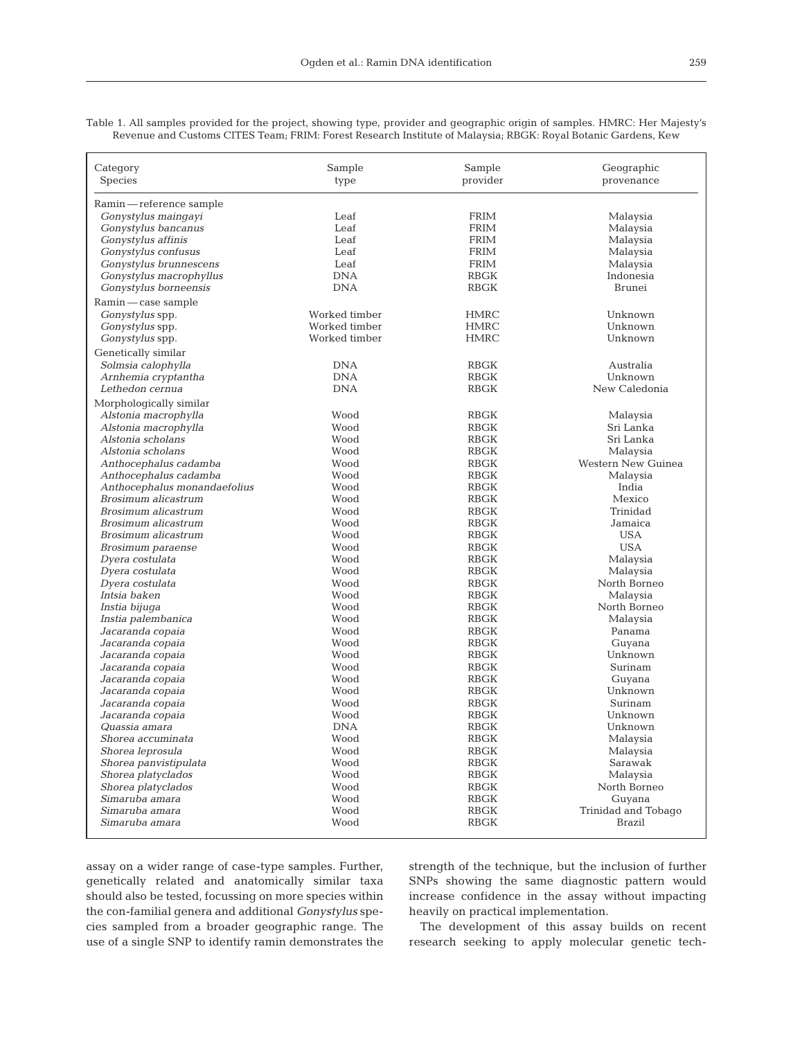Table 1. All samples provided for the project, showing type, provider and geographic origin of samples. HMRC: Her Majesty's Revenue and Customs CITES Team; FRIM: Forest Research Institute of Malaysia; RBGK: Royal Botanic Gardens, Kew

| Category<br>Species | Sample type | Sample provider | Geographic provenance |
|---|---|---|---|
| Ramin — reference sample | | | |
| *Gonystylus maingayi* | Leaf | FRIM | Malaysia |
| *Gonystylus bancanus* | Leaf | FRIM | Malaysia |
| *Gonystylus affinis* | Leaf | FRIM | Malaysia |
| *Gonystylus confusus* | Leaf | FRIM | Malaysia |
| *Gonystylus brunnescens* | Leaf | FRIM | Malaysia |
| *Gonystylus macrophyllus* | DNA | RBGK | Indonesia |
| *Gonystylus borneensis* | DNA | RBGK | Brunei |
| Ramin — case sample | | | |
| *Gonystylus* spp. | Worked timber | HMRC | Unknown |
| *Gonystylus* spp. | Worked timber | HMRC | Unknown |
| *Gonystylus* spp. | Worked timber | HMRC | Unknown |
| Genetically similar | | | |
| *Solmsia calophylla* | DNA | RBGK | Australia |
| *Arnhemia cryptantha* | DNA | RBGK | Unknown |
| *Lethedon cernua* | DNA | RBGK | New Caledonia |
| Morphologically similar | | | |
| *Alstonia macrophylla* | Wood | RBGK | Malaysia |
| *Alstonia macrophylla* | Wood | RBGK | Sri Lanka |
| *Alstonia scholans* | Wood | RBGK | Sri Lanka |
| *Alstonia scholans* | Wood | RBGK | Malaysia |
| *Anthocephalus cadamba* | Wood | RBGK | Western New Guinea |
| *Anthocephalus cadamba* | Wood | RBGK | Malaysia |
| *Anthocephalus monandaefolius* | Wood | RBGK | India |
| *Brosimum alicastrum* | Wood | RBGK | Mexico |
| *Brosimum alicastrum* | Wood | RBGK | Trinidad |
| *Brosimum alicastrum* | Wood | RBGK | Jamaica |
| *Brosimum alicastrum* | Wood | RBGK | USA |
| *Brosimum paraense* | Wood | RBGK | USA |
| *Dyera costulata* | Wood | RBGK | Malaysia |
| *Dyera costulata* | Wood | RBGK | Malaysia |
| *Dyera costulata* | Wood | RBGK | North Borneo |
| *Intsia baken* | Wood | RBGK | Malaysia |
| *Instia bijuga* | Wood | RBGK | North Borneo |
| *Instia palembanica* | Wood | RBGK | Malaysia |
| *Jacaranda copaia* | Wood | RBGK | Panama |
| *Jacaranda copaia* | Wood | RBGK | Guyana |
| *Jacaranda copaia* | Wood | RBGK | Unknown |
| *Jacaranda copaia* | Wood | RBGK | Surinam |
| *Jacaranda copaia* | Wood | RBGK | Guyana |
| *Jacaranda copaia* | Wood | RBGK | Unknown |
| *Jacaranda copaia* | Wood | RBGK | Surinam |
| *Jacaranda copaia* | Wood | RBGK | Unknown |
| *Quassia amara* | DNA | RBGK | Unknown |
| *Shorea accuminata* | Wood | RBGK | Malaysia |
| *Shorea leprosula* | Wood | RBGK | Malaysia |
| *Shorea panvistipulata* | Wood | RBGK | Sarawak |
| *Shorea platyclados* | Wood | RBGK | Malaysia |
| *Shorea platyclados* | Wood | RBGK | North Borneo |
| *Simaruba amara* | Wood | RBGK | Guyana |
| *Simaruba amara* | Wood | RBGK | Trinidad and Tobago |
| *Simaruba amara* | Wood | RBGK | Brazil |

assay on a wider range of case-type samples. Further, genetically related and anatomically similar taxa should also be tested, focussing on more species within the con-familial genera and additional *Gonystylus* species sampled from a broader geographic range. The use of a single SNP to identify ramin demonstrates the strength of the technique, but the inclusion of further SNPs showing the same diagnostic pattern would increase confidence in the assay without impacting heavily on practical implementation.

The development of this assay builds on recent research seeking to apply molecular genetic tech-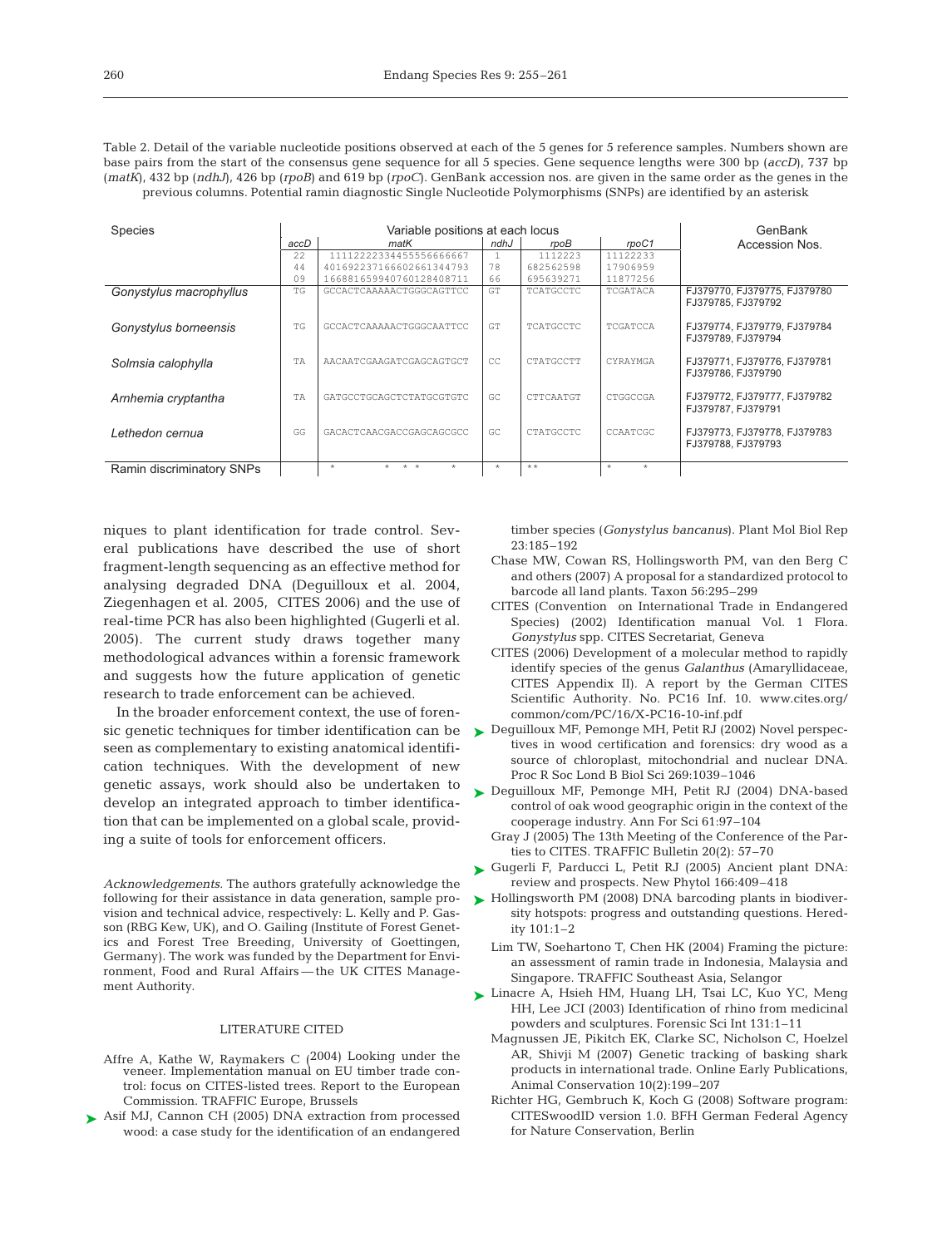Table 2. Detail of the variable nucleotide positions observed at each of the 5 genes for 5 reference samples. Numbers shown are base pairs from the start of the consensus gene sequence for all 5 species. Gene sequence lengths were 300 bp (*accD*), 737 bp (*matK*), 432 bp (*ndhJ*), 426 bp (*rpoB*) and 619 bp (*rpoC*). GenBank accession nos. are given in the same order as the genes in the previous columns. Potential ramin diagnostic Single Nucleotide Polymorphisms (SNPs) are identified by an asterisk

| Species | Variable positions at each locus | | | | | GenBank Accession Nos. |
|---|---|---|---|---|---|---|
| | *accD* | *matK* | *ndhJ* | *rpoB* | *rpoC1* | |
| | 22<br>44<br>09 | 111122223344555566666667<br>401692237166602661344793<br>166881659940760128408711 | 1<br>78<br>66 | 1112223<br>682562598<br>695639271 | 11122233<br>17906959<br>11877256 | |
| *Gonystylus macrophyllus* | TG | GCCACTCAAAAACTGGGCAGTTCC | GT | TCATGCCTC | TCGATACA | FJ379770, FJ379775, FJ379780 FJ379785, FJ379792 |
| *Gonystylus borneensis* | TG | GCCACTCAAAAACTGGGCAATTCC | GT | TCATGCCTC | TCGATCCA | FJ379774, FJ379779, FJ379784 FJ379789, FJ379794 |
| *Solmsia calophylla* | TA | AACAATCGAAGATCGAGCAGTGCT | CC | CTATGCCTT | CYRAYMGA | FJ379771, FJ379776, FJ379781 FJ379786, FJ379790 |
| *Arnhemia cryptantha* | TA | GATGCCTGCAGCTCTATGCGTGTC | GC | CTTCAATGT | CTGGCCGA | FJ379772, FJ379777, FJ379782 FJ379787, FJ379791 |
| *Lethedon cernua* | GG | GACACTCAACGACCGAGCAGCGCC | GC | CTATGCCTC | CCAATCGC | FJ379773, FJ379778, FJ379783 FJ379788, FJ379793 |
| Ramin discriminatory SNPs | | * * * * * | * | ** | * * | |

niques to plant identification for trade control. Several publications have described the use of short fragment-length sequencing as an effective method for analysing degraded DNA (Deguilloux et al. 2004, Ziegenhagen et al. 2005, CITES 2006) and the use of real-time PCR has also been highlighted (Gugerli et al. 2005). The current study draws together many methodological advances within a forensic framework and suggests how the future application of genetic research to trade enforcement can be achieved.

In the broader enforcement context, the use of forensic genetic techniques for timber identification can be seen as complementary to existing anatomical identification techniques. With the development of new genetic assays, work should also be undertaken to develop an integrated approach to timber identification that can be implemented on a global scale, providing a suite of tools for enforcement officers.

*Acknowledgements.* The authors gratefully acknowledge the following for their assistance in data generation, sample provision and technical advice, respectively: L. Kelly and P. Gasson (RBG Kew, UK), and O. Gailing (Institute of Forest Genetics and Forest Tree Breeding, University of Goettingen, Germany). The work was funded by the Department for Environment, Food and Rural Affairs — the UK CITES Management Authority.

## LITERATURE CITED

- Affre A, Kathe W, Raymakers C (2004) Looking under the veneer. Implementation manual on EU timber trade control: focus on CITES-listed trees. Report to the European Commission. TRAFFIC Europe, Brussels
- Asif MJ, Cannon CH (2005) DNA extraction from processed wood: a case study for the identification of an endangered timber species (*Gonystylus bancanus*). Plant Mol Biol Rep 23:185–192
- Chase MW, Cowan RS, Hollingsworth PM, van den Berg C and others (2007) A proposal for a standardized protocol to barcode all land plants. Taxon 56:295–299
- CITES (Convention on International Trade in Endangered Species) (2002) Identification manual Vol. 1 Flora. *Gonystylus* spp. CITES Secretariat, Geneva
- CITES (2006) Development of a molecular method to rapidly identify species of the genus *Galanthus* (Amaryllidaceae, CITES Appendix II). A report by the German CITES Scientific Authority. No. PC16 Inf. 10. www.cites.org/common/com/PC/16/X-PC16-10-inf.pdf
- Deguilloux MF, Pemonge MH, Petit RJ (2002) Novel perspectives in wood certification and forensics: dry wood as a source of chloroplast, mitochondrial and nuclear DNA. Proc R Soc Lond B Biol Sci 269:1039–1046
- Deguilloux MF, Pemonge MH, Petit RJ (2004) DNA-based control of oak wood geographic origin in the context of the cooperage industry. Ann For Sci 61:97–104
- Gray J (2005) The 13th Meeting of the Conference of the Parties to CITES. TRAFFIC Bulletin 20(2): 57–70
- Gugerli F, Parducci L, Petit RJ (2005) Ancient plant DNA: review and prospects. New Phytol 166:409–418
- Hollingsworth PM (2008) DNA barcoding plants in biodiversity hotspots: progress and outstanding questions. Heredity 101:1–2
- Lim TW, Soehartono T, Chen HK (2004) Framing the picture: an assessment of ramin trade in Indonesia, Malaysia and Singapore. TRAFFIC Southeast Asia, Selangor
- Linacre A, Hsieh HM, Huang LH, Tsai LC, Kuo YC, Meng HH, Lee JCI (2003) Identification of rhino from medicinal powders and sculptures. Forensic Sci Int 131:1–11
- Magnussen JE, Pikitch EK, Clarke SC, Nicholson C, Hoelzel AR, Shivji M (2007) Genetic tracking of basking shark products in international trade. Online Early Publications, Animal Conservation 10(2):199–207
- Richter HG, Gembruch K, Koch G (2008) Software program: CITESwoodID version 1.0. BFH German Federal Agency for Nature Conservation, Berlin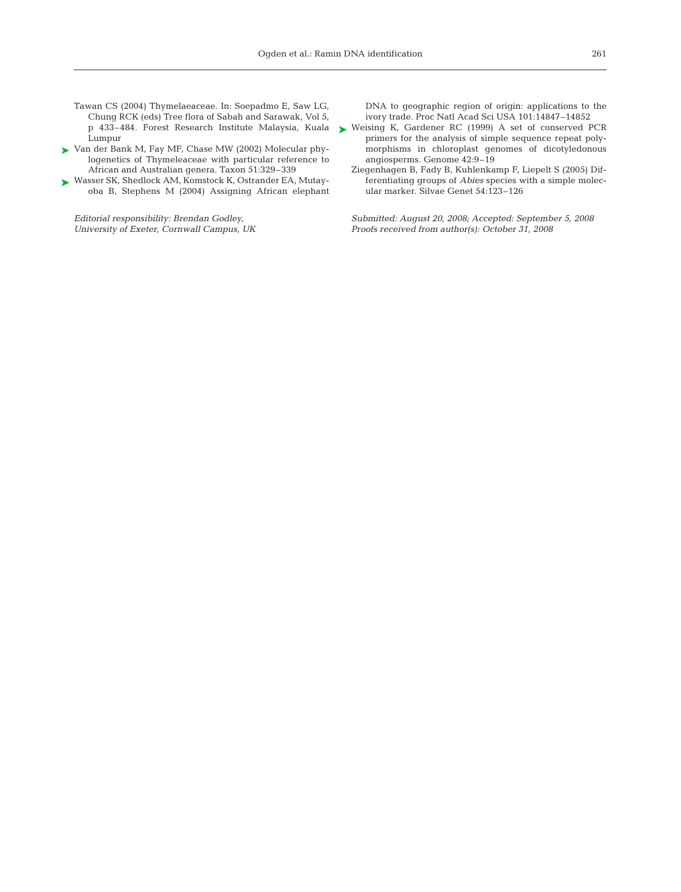Tawan CS (2004) Thymelaeaceae. In: Soepadmo E, Saw LG, Chung RCK (eds) Tree flora of Sabah and Sarawak, Vol 5, p 433–484. Forest Research Institute Malaysia, Kuala Lumpur

Van der Bank M, Fay MF, Chase MW (2002) Molecular phylogenetics of Thymeleaceae with particular reference to African and Australian genera. Taxon 51:329–339

Wasser SK, Shedlock AM, Komstock K, Ostrander EA, Mutayoba B, Stephens M (2004) Assigning African elephant DNA to geographic region of origin: applications to the ivory trade. Proc Natl Acad Sci USA 101:14847–14852

Weising K, Gardener RC (1999) A set of conserved PCR primers for the analysis of simple sequence repeat polymorphisms in chloroplast genomes of dicotyledonous angiosperms. Genome 42:9–19

Ziegenhagen B, Fady B, Kuhlenkamp F, Liepelt S (2005) Differentiating groups of *Abies* species with a simple molecular marker. Silvae Genet 54:123–126

*Editorial responsibility: Brendan Godley, University of Exeter, Cornwall Campus, UK*

*Submitted: August 20, 2008; Accepted: September 5, 2008*
*Proofs received from author(s): October 31, 2008*